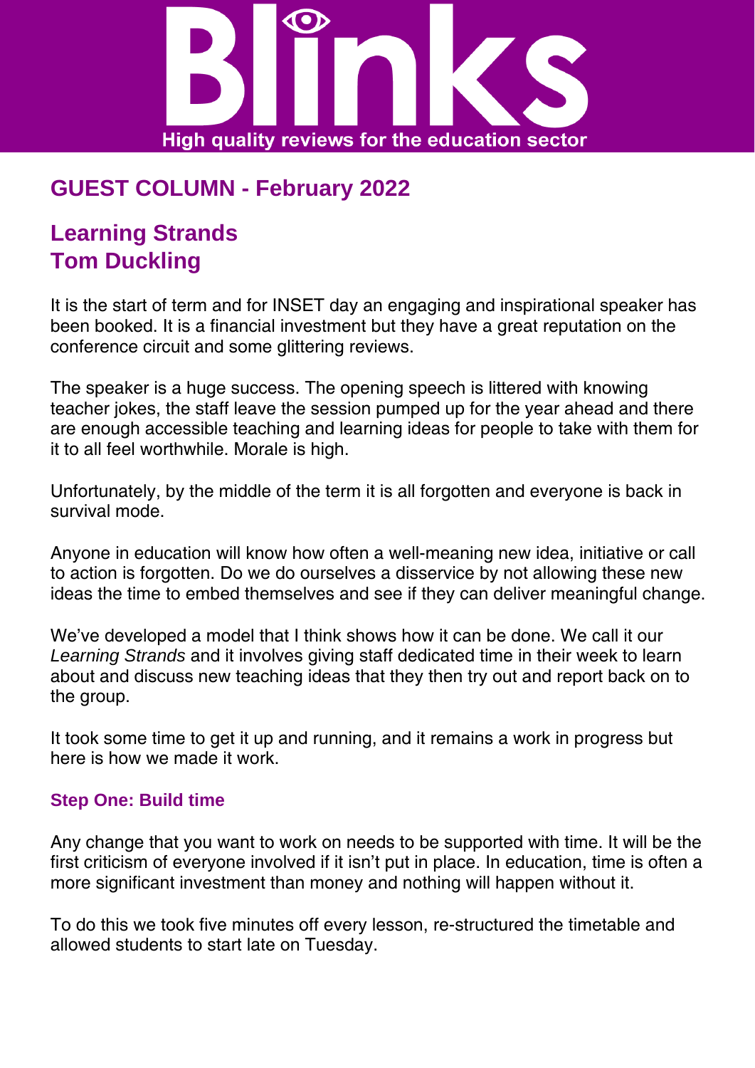# Blinks

High quality reviews for the education sector

## GUEST COLUMN - February 2022

## Learning Strands
## Tom Duckling

It is the start of term and for INSET day an engaging and inspirational speaker has been booked. It is a financial investment but they have a great reputation on the conference circuit and some glittering reviews.

The speaker is a huge success. The opening speech is littered with knowing teacher jokes, the staff leave the session pumped up for the year ahead and there are enough accessible teaching and learning ideas for people to take with them for it to all feel worthwhile. Morale is high.

Unfortunately, by the middle of the term it is all forgotten and everyone is back in survival mode.

Anyone in education will know how often a well-meaning new idea, initiative or call to action is forgotten. Do we do ourselves a disservice by not allowing these new ideas the time to embed themselves and see if they can deliver meaningful change.

We've developed a model that I think shows how it can be done. We call it our *Learning Strands* and it involves giving staff dedicated time in their week to learn about and discuss new teaching ideas that they then try out and report back on to the group.

It took some time to get it up and running, and it remains a work in progress but here is how we made it work.

### Step One: Build time

Any change that you want to work on needs to be supported with time. It will be the first criticism of everyone involved if it isn't put in place. In education, time is often a more significant investment than money and nothing will happen without it.

To do this we took five minutes off every lesson, re-structured the timetable and allowed students to start late on Tuesday.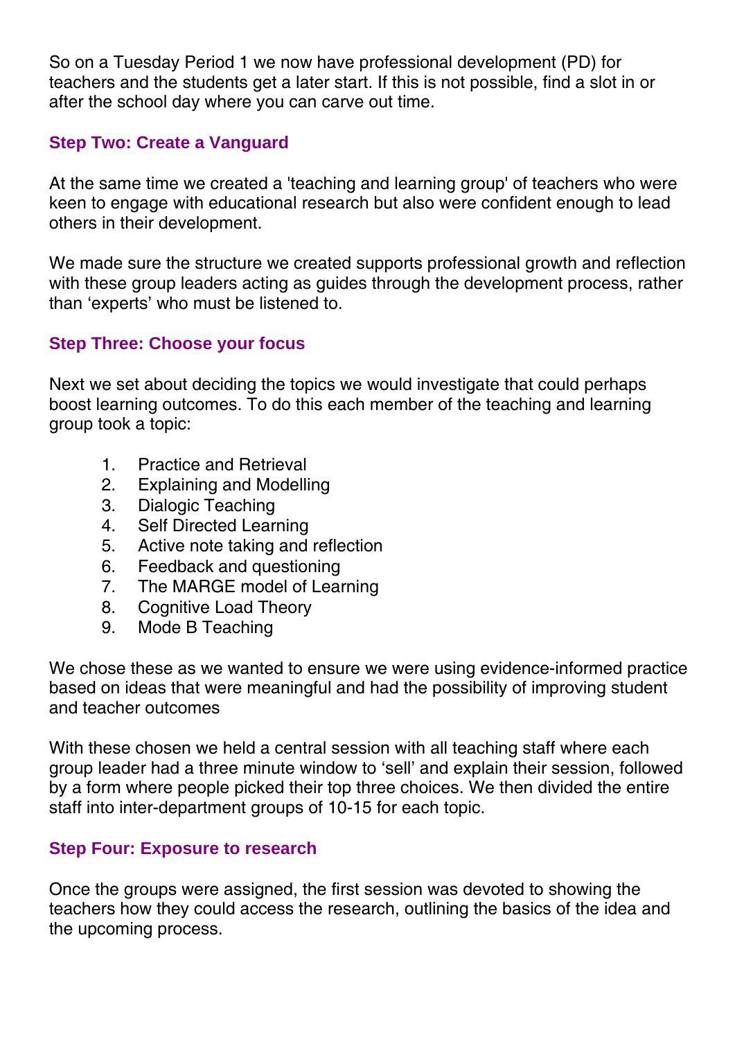So on a Tuesday Period 1 we now have professional development (PD) for teachers and the students get a later start. If this is not possible, find a slot in or after the school day where you can carve out time.

### Step Two: Create a Vanguard

At the same time we created a 'teaching and learning group' of teachers who were keen to engage with educational research but also were confident enough to lead others in their development.

We made sure the structure we created supports professional growth and reflection with these group leaders acting as guides through the development process, rather than 'experts' who must be listened to.

### Step Three: Choose your focus

Next we set about deciding the topics we would investigate that could perhaps boost learning outcomes. To do this each member of the teaching and learning group took a topic:

1. Practice and Retrieval
2. Explaining and Modelling
3. Dialogic Teaching
4. Self Directed Learning
5. Active note taking and reflection
6. Feedback and questioning
7. The MARGE model of Learning
8. Cognitive Load Theory
9. Mode B Teaching

We chose these as we wanted to ensure we were using evidence-informed practice based on ideas that were meaningful and had the possibility of improving student and teacher outcomes

With these chosen we held a central session with all teaching staff where each group leader had a three minute window to 'sell' and explain their session, followed by a form where people picked their top three choices. We then divided the entire staff into inter-department groups of 10-15 for each topic.

### Step Four: Exposure to research

Once the groups were assigned, the first session was devoted to showing the teachers how they could access the research, outlining the basics of the idea and the upcoming process.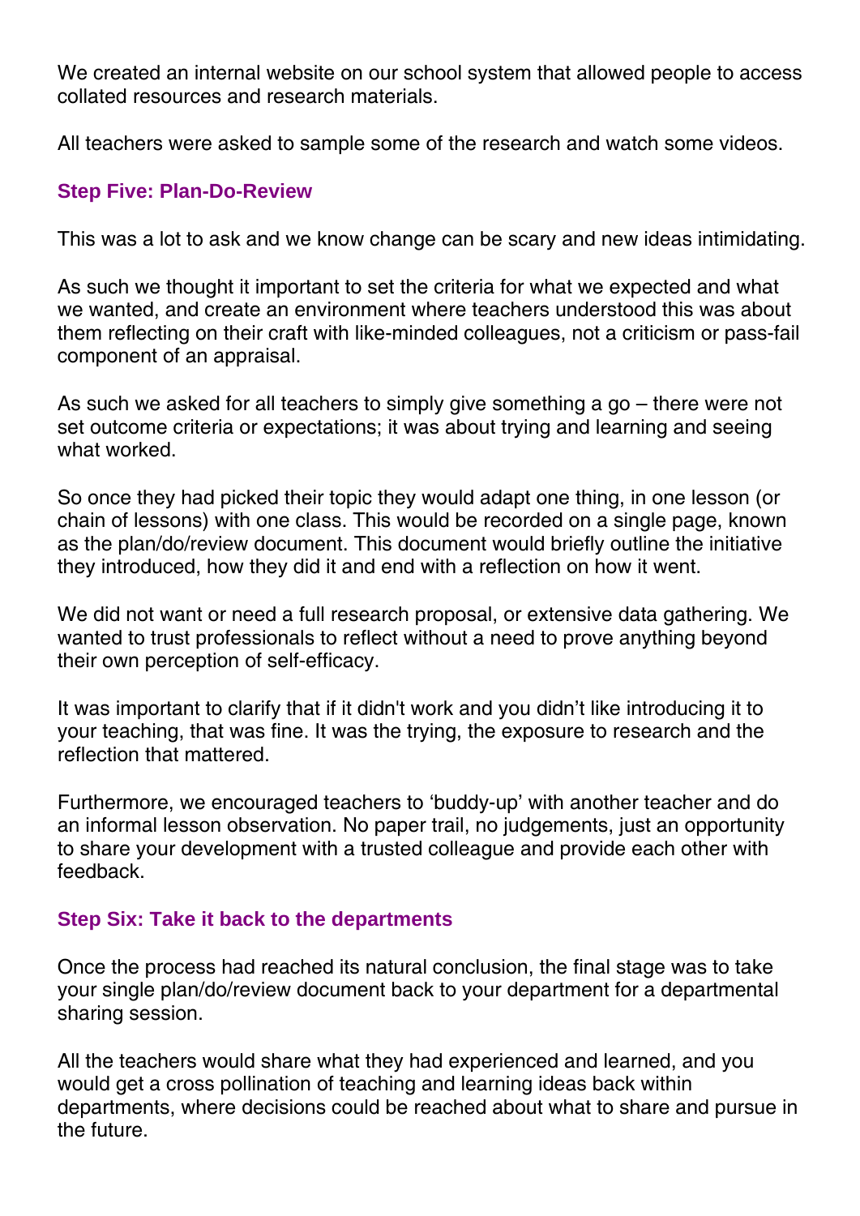We created an internal website on our school system that allowed people to access collated resources and research materials.

All teachers were asked to sample some of the research and watch some videos.

### Step Five: Plan-Do-Review

This was a lot to ask and we know change can be scary and new ideas intimidating.

As such we thought it important to set the criteria for what we expected and what we wanted, and create an environment where teachers understood this was about them reflecting on their craft with like-minded colleagues, not a criticism or pass-fail component of an appraisal.

As such we asked for all teachers to simply give something a go – there were not set outcome criteria or expectations; it was about trying and learning and seeing what worked.

So once they had picked their topic they would adapt one thing, in one lesson (or chain of lessons) with one class. This would be recorded on a single page, known as the plan/do/review document. This document would briefly outline the initiative they introduced, how they did it and end with a reflection on how it went.

We did not want or need a full research proposal, or extensive data gathering. We wanted to trust professionals to reflect without a need to prove anything beyond their own perception of self-efficacy.

It was important to clarify that if it didn't work and you didn't like introducing it to your teaching, that was fine. It was the trying, the exposure to research and the reflection that mattered.

Furthermore, we encouraged teachers to 'buddy-up' with another teacher and do an informal lesson observation. No paper trail, no judgements, just an opportunity to share your development with a trusted colleague and provide each other with feedback.

### Step Six: Take it back to the departments

Once the process had reached its natural conclusion, the final stage was to take your single plan/do/review document back to your department for a departmental sharing session.

All the teachers would share what they had experienced and learned, and you would get a cross pollination of teaching and learning ideas back within departments, where decisions could be reached about what to share and pursue in the future.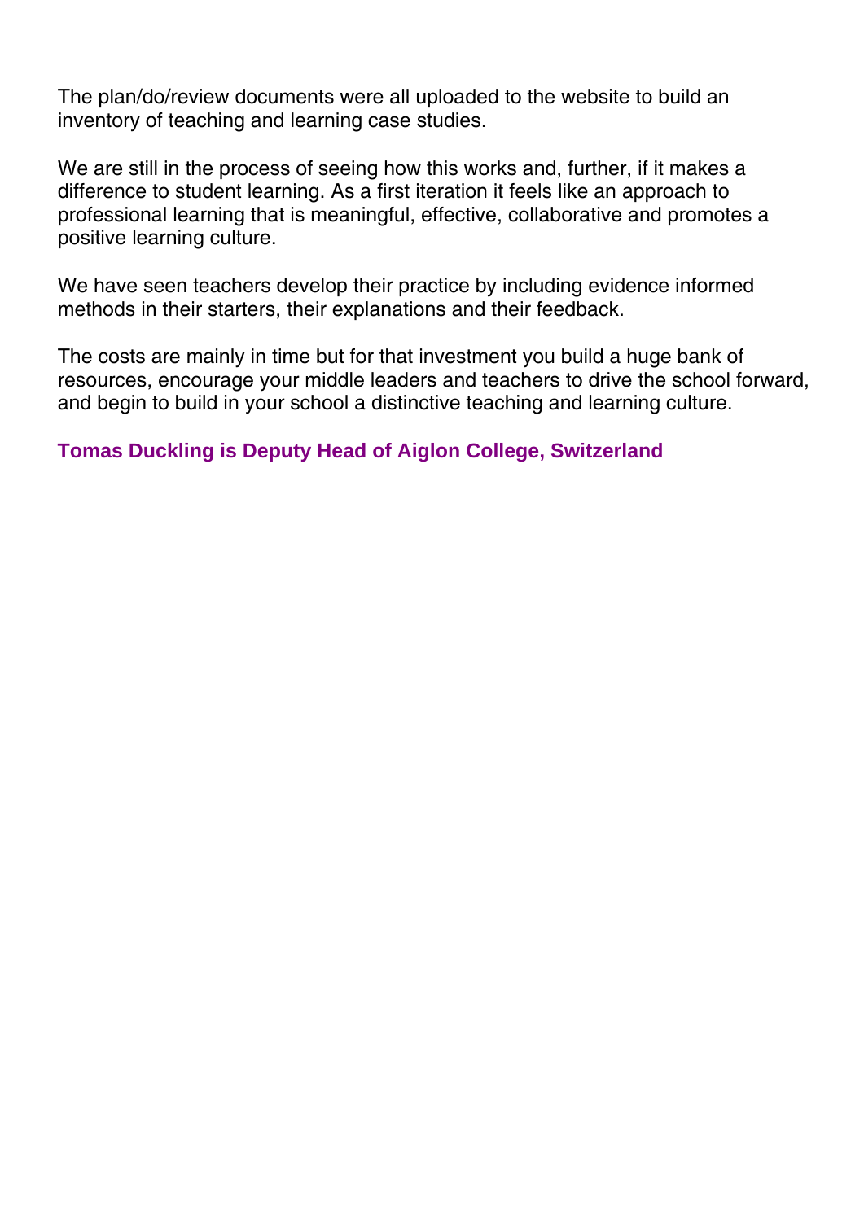The plan/do/review documents were all uploaded to the website to build an inventory of teaching and learning case studies.

We are still in the process of seeing how this works and, further, if it makes a difference to student learning. As a first iteration it feels like an approach to professional learning that is meaningful, effective, collaborative and promotes a positive learning culture.

We have seen teachers develop their practice by including evidence informed methods in their starters, their explanations and their feedback.

The costs are mainly in time but for that investment you build a huge bank of resources, encourage your middle leaders and teachers to drive the school forward, and begin to build in your school a distinctive teaching and learning culture.

**Tomas Duckling is Deputy Head of Aiglon College, Switzerland**